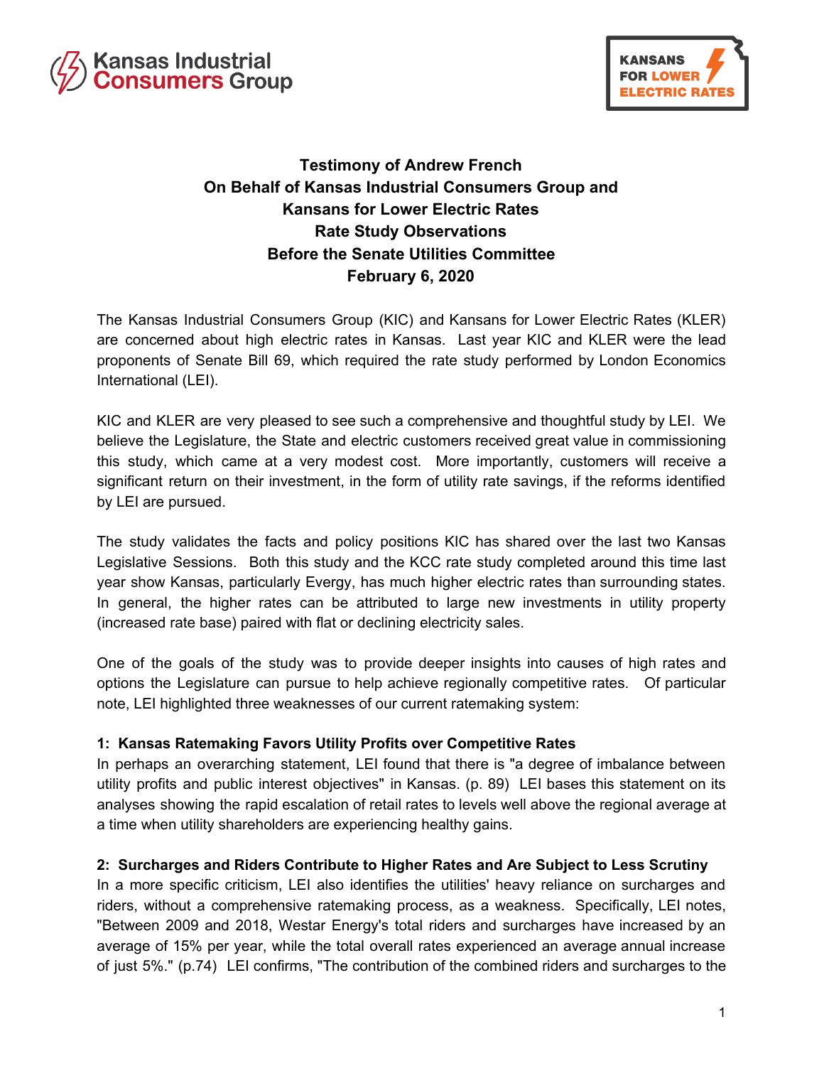Kansas Industrial Consumers Group

KANSANS FOR LOWER ELECTRIC RATES

**Testimony of Andrew French**
**On Behalf of Kansas Industrial Consumers Group and**
**Kansans for Lower Electric Rates**
**Rate Study Observations**
**Before the Senate Utilities Committee**
**February 6, 2020**

The Kansas Industrial Consumers Group (KIC) and Kansans for Lower Electric Rates (KLER) are concerned about high electric rates in Kansas. Last year KIC and KLER were the lead proponents of Senate Bill 69, which required the rate study performed by London Economics International (LEI).

KIC and KLER are very pleased to see such a comprehensive and thoughtful study by LEI. We believe the Legislature, the State and electric customers received great value in commissioning this study, which came at a very modest cost. More importantly, customers will receive a significant return on their investment, in the form of utility rate savings, if the reforms identified by LEI are pursued.

The study validates the facts and policy positions KIC has shared over the last two Kansas Legislative Sessions. Both this study and the KCC rate study completed around this time last year show Kansas, particularly Evergy, has much higher electric rates than surrounding states. In general, the higher rates can be attributed to large new investments in utility property (increased rate base) paired with flat or declining electricity sales.

One of the goals of the study was to provide deeper insights into causes of high rates and options the Legislature can pursue to help achieve regionally competitive rates. Of particular note, LEI highlighted three weaknesses of our current ratemaking system:

**1: Kansas Ratemaking Favors Utility Profits over Competitive Rates**
In perhaps an overarching statement, LEI found that there is "a degree of imbalance between utility profits and public interest objectives" in Kansas. (p. 89) LEI bases this statement on its analyses showing the rapid escalation of retail rates to levels well above the regional average at a time when utility shareholders are experiencing healthy gains.

**2: Surcharges and Riders Contribute to Higher Rates and Are Subject to Less Scrutiny**
In a more specific criticism, LEI also identifies the utilities' heavy reliance on surcharges and riders, without a comprehensive ratemaking process, as a weakness. Specifically, LEI notes, "Between 2009 and 2018, Westar Energy's total riders and surcharges have increased by an average of 15% per year, while the total overall rates experienced an average annual increase of just 5%." (p.74) LEI confirms, "The contribution of the combined riders and surcharges to the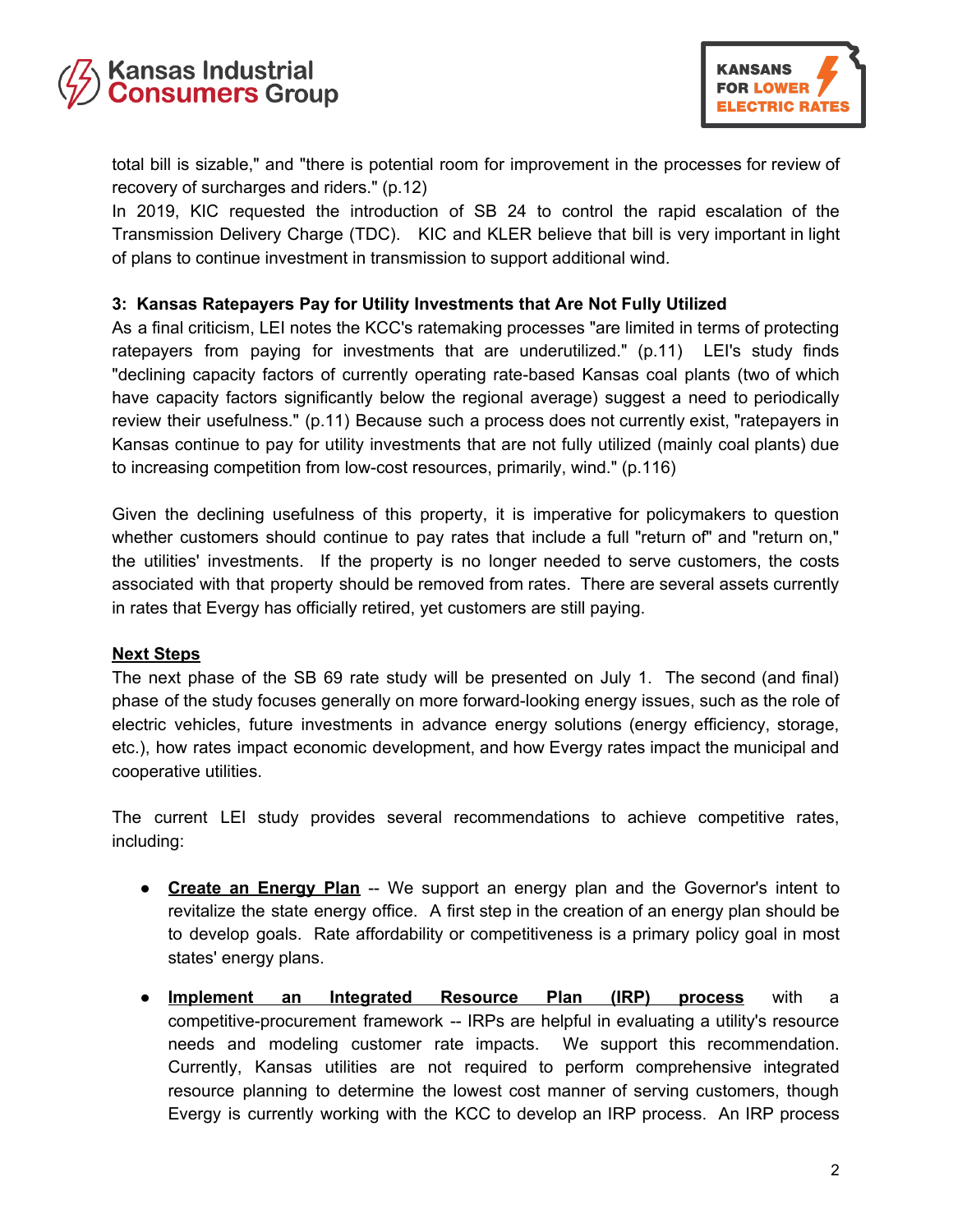total bill is sizable," and "there is potential room for improvement in the processes for review of recovery of surcharges and riders." (p.12)
In 2019, KIC requested the introduction of SB 24 to control the rapid escalation of the Transmission Delivery Charge (TDC). KIC and KLER believe that bill is very important in light of plans to continue investment in transmission to support additional wind.

**3: Kansas Ratepayers Pay for Utility Investments that Are Not Fully Utilized**
As a final criticism, LEI notes the KCC's ratemaking processes "are limited in terms of protecting ratepayers from paying for investments that are underutilized." (p.11) LEI's study finds "declining capacity factors of currently operating rate-based Kansas coal plants (two of which have capacity factors significantly below the regional average) suggest a need to periodically review their usefulness." (p.11) Because such a process does not currently exist, "ratepayers in Kansas continue to pay for utility investments that are not fully utilized (mainly coal plants) due to increasing competition from low-cost resources, primarily, wind." (p.116)

Given the declining usefulness of this property, it is imperative for policymakers to question whether customers should continue to pay rates that include a full "return of" and "return on," the utilities' investments. If the property is no longer needed to serve customers, the costs associated with that property should be removed from rates. There are several assets currently in rates that Evergy has officially retired, yet customers are still paying.

**Next Steps**
The next phase of the SB 69 rate study will be presented on July 1. The second (and final) phase of the study focuses generally on more forward-looking energy issues, such as the role of electric vehicles, future investments in advance energy solutions (energy efficiency, storage, etc.), how rates impact economic development, and how Evergy rates impact the municipal and cooperative utilities.

The current LEI study provides several recommendations to achieve competitive rates, including:

- **Create an Energy Plan** -- We support an energy plan and the Governor's intent to revitalize the state energy office. A first step in the creation of an energy plan should be to develop goals. Rate affordability or competitiveness is a primary policy goal in most states' energy plans.
- **Implement an Integrated Resource Plan (IRP) process** with a competitive-procurement framework -- IRPs are helpful in evaluating a utility's resource needs and modeling customer rate impacts. We support this recommendation. Currently, Kansas utilities are not required to perform comprehensive integrated resource planning to determine the lowest cost manner of serving customers, though Evergy is currently working with the KCC to develop an IRP process. An IRP process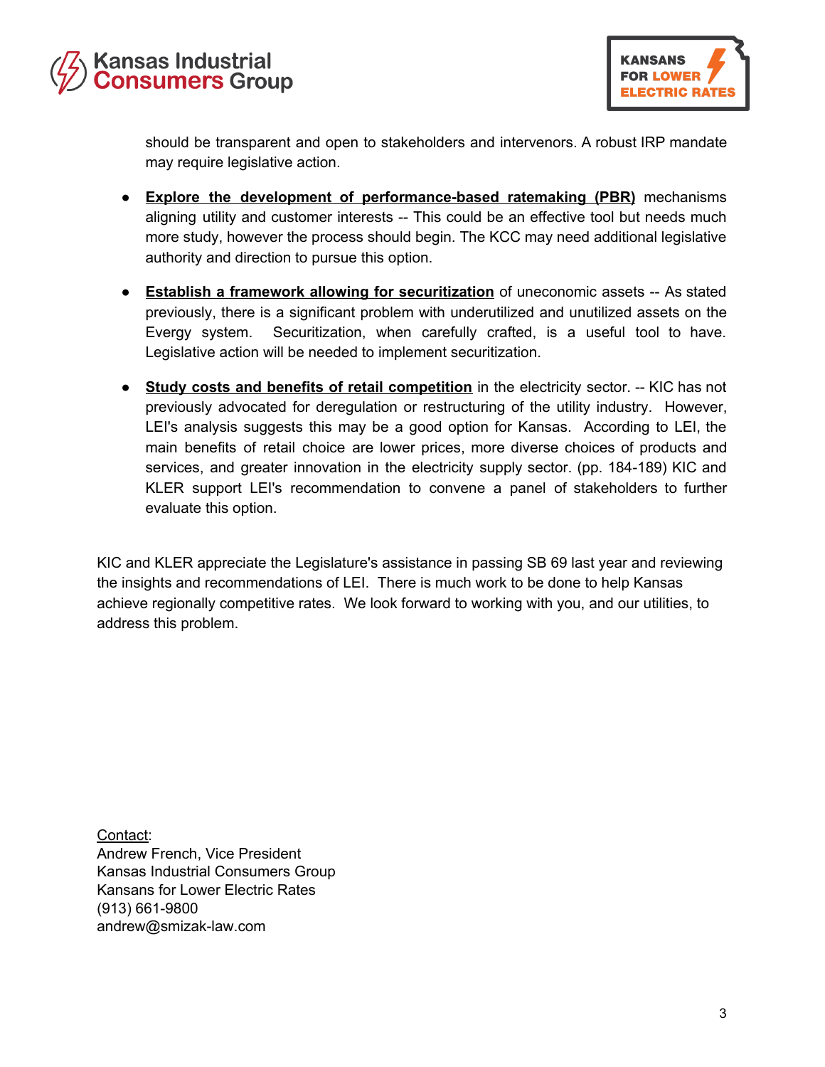should be transparent and open to stakeholders and intervenors. A robust IRP mandate may require legislative action.

- **Explore the development of performance-based ratemaking (PBR)** mechanisms aligning utility and customer interests -- This could be an effective tool but needs much more study, however the process should begin. The KCC may need additional legislative authority and direction to pursue this option.

- **Establish a framework allowing for securitization** of uneconomic assets -- As stated previously, there is a significant problem with underutilized and unutilized assets on the Evergy system. Securitization, when carefully crafted, is a useful tool to have. Legislative action will be needed to implement securitization.

- **Study costs and benefits of retail competition** in the electricity sector. -- KIC has not previously advocated for deregulation or restructuring of the utility industry. However, LEI's analysis suggests this may be a good option for Kansas. According to LEI, the main benefits of retail choice are lower prices, more diverse choices of products and services, and greater innovation in the electricity supply sector. (pp. 184-189) KIC and KLER support LEI's recommendation to convene a panel of stakeholders to further evaluate this option.

KIC and KLER appreciate the Legislature's assistance in passing SB 69 last year and reviewing the insights and recommendations of LEI. There is much work to be done to help Kansas achieve regionally competitive rates. We look forward to working with you, and our utilities, to address this problem.

Contact:
Andrew French, Vice President
Kansas Industrial Consumers Group
Kansans for Lower Electric Rates
(913) 661-9800
andrew@smizak-law.com